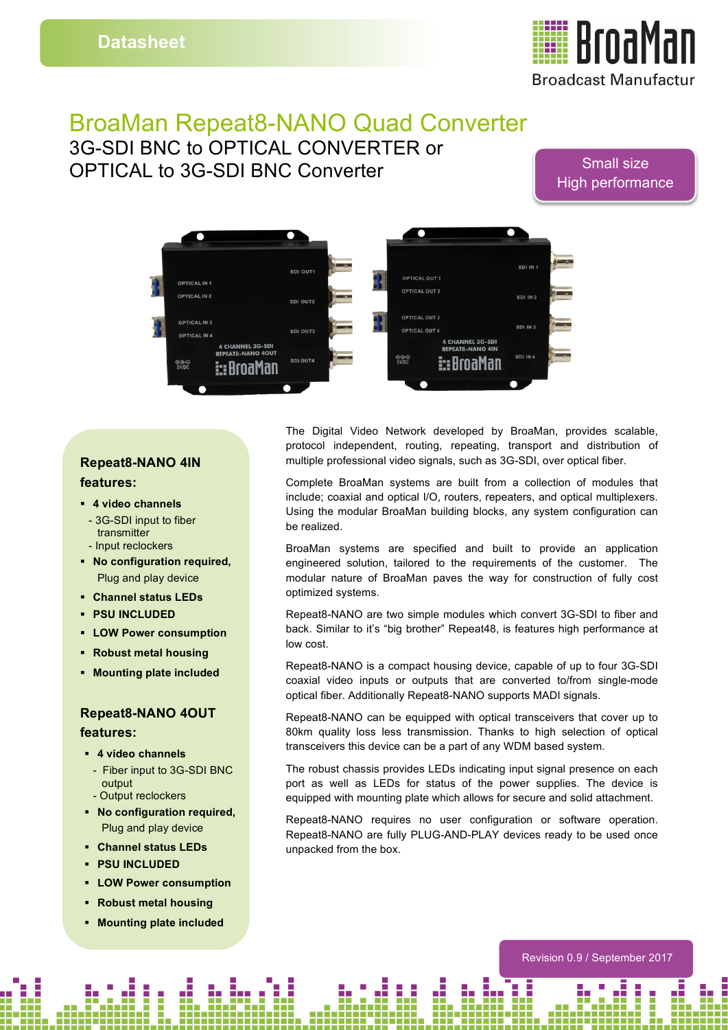Datasheet

BroaMan
Broadcast Manufactur

# BroaMan Repeat8-NANO Quad Converter

## 3G-SDI BNC to OPTICAL CONVERTER or OPTICAL to 3G-SDI BNC Converter

Small size
High performance

### Repeat8-NANO 4IN features:

- **4 video channels**
  - 3G-SDI input to fiber transmitter
  - Input reclockers
- **No configuration required,** Plug and play device
- **Channel status LEDs**
- **PSU INCLUDED**
- **LOW Power consumption**
- **Robust metal housing**
- **Mounting plate included**

### Repeat8-NANO 4OUT features:

- **4 video channels**
  - Fiber input to 3G-SDI BNC output
  - Output reclockers
- **No configuration required,** Plug and play device
- **Channel status LEDs**
- **PSU INCLUDED**
- **LOW Power consumption**
- **Robust metal housing**
- **Mounting plate included**

The Digital Video Network developed by BroaMan, provides scalable, protocol independent, routing, repeating, transport and distribution of multiple professional video signals, such as 3G-SDI, over optical fiber.

Complete BroaMan systems are built from a collection of modules that include; coaxial and optical I/O, routers, repeaters, and optical multiplexers. Using the modular BroaMan building blocks, any system configuration can be realized.

BroaMan systems are specified and built to provide an application engineered solution, tailored to the requirements of the customer. The modular nature of BroaMan paves the way for construction of fully cost optimized systems.

Repeat8-NANO are two simple modules which convert 3G-SDI to fiber and back. Similar to it's "big brother" Repeat48, is features high performance at low cost.

Repeat8-NANO is a compact housing device, capable of up to four 3G-SDI coaxial video inputs or outputs that are converted to/from single-mode optical fiber. Additionally Repeat8-NANO supports MADI signals.

Repeat8-NANO can be equipped with optical transceivers that cover up to 80km quality loss less transmission. Thanks to high selection of optical transceivers this device can be a part of any WDM based system.

The robust chassis provides LEDs indicating input signal presence on each port as well as LEDs for status of the power supplies. The device is equipped with mounting plate which allows for secure and solid attachment.

Repeat8-NANO requires no user configuration or software operation. Repeat8-NANO are fully PLUG-AND-PLAY devices ready to be used once unpacked from the box.

Revision 0.9 / September 2017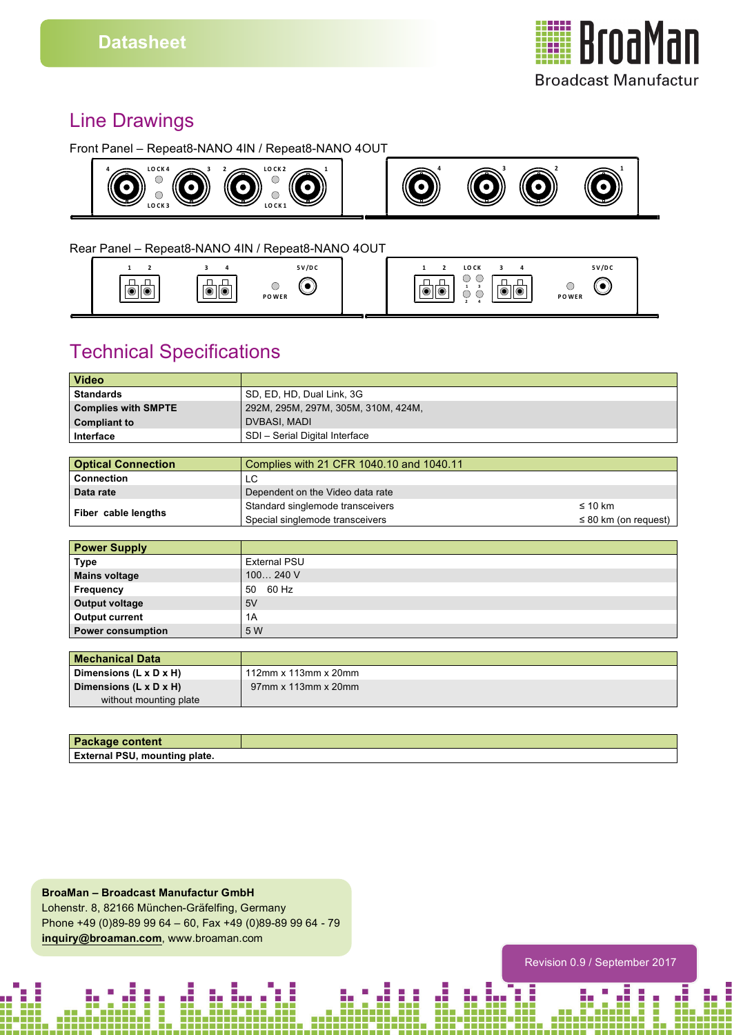## Line Drawings

Front Panel – Repeat8-NANO 4IN / Repeat8-NANO 4OUT

Rear Panel – Repeat8-NANO 4IN / Repeat8-NANO 4OUT

## Technical Specifications

| Video | |
|---|---|
| **Standards** | SD, ED, HD, Dual Link, 3G |
| **Complies with SMPTE** | 292M, 295M, 297M, 305M, 310M, 424M, |
| **Compliant to** | DVBASI, MADI |
| **Interface** | SDI – Serial Digital Interface |

| Optical Connection | Complies with 21 CFR 1040.10 and 1040.11 | |
|---|---|---|
| **Connection** | LC | |
| **Data rate** | Dependent on the Video data rate | |
| **Fiber cable lengths** | Standard singlemode transceivers | ≤ 10 km |
| | Special singlemode transceivers | ≤ 80 km (on request) |

| Power Supply | |
|---|---|
| **Type** | External PSU |
| **Mains voltage** | 100… 240 V |
| **Frequency** | 50 60 Hz |
| **Output voltage** | 5V |
| **Output current** | 1A |
| **Power consumption** | 5 W |

| Mechanical Data | |
|---|---|
| **Dimensions (L x D x H)** | 112mm x 113mm x 20mm |
| **Dimensions (L x D x H)** without mounting plate | 97mm x 113mm x 20mm |

| Package content |
|---|
| **External PSU, mounting plate.** |

**BroaMan – Broadcast Manufactur GmbH**
Lohenstr. 8, 82166 München-Gräfelfing, Germany
Phone +49 (0)89-89 99 64 – 60, Fax +49 (0)89-89 99 64 - 79
**inquiry@broaman.com**, www.broaman.com

Revision 0.9 / September 2017